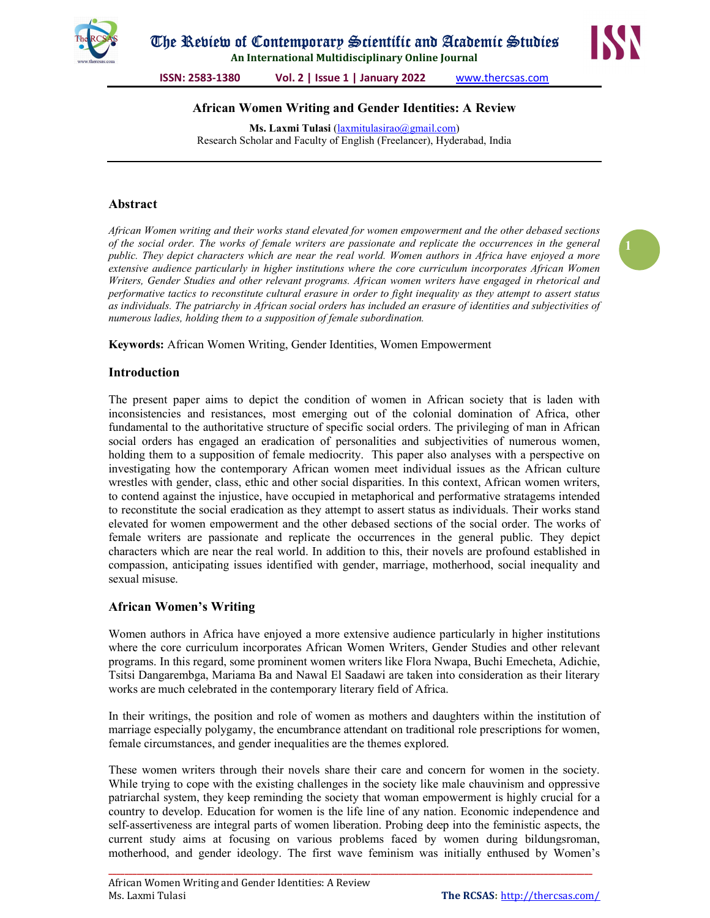# African Women Writing and Gender Identities: A Review

**Ms. Laxmi Tulasi** (laxmitulasirao@gmail.com)
Research Scholar and Faculty of English (Freelancer), Hyderabad, India

## Abstract

*African Women writing and their works stand elevated for women empowerment and the other debased sections of the social order. The works of female writers are passionate and replicate the occurrences in the general public. They depict characters which are near the real world. Women authors in Africa have enjoyed a more extensive audience particularly in higher institutions where the core curriculum incorporates African Women Writers, Gender Studies and other relevant programs. African women writers have engaged in rhetorical and performative tactics to reconstitute cultural erasure in order to fight inequality as they attempt to assert status as individuals. The patriarchy in African social orders has included an erasure of identities and subjectivities of numerous ladies, holding them to a supposition of female subordination.*

**Keywords:** African Women Writing, Gender Identities, Women Empowerment

## Introduction

The present paper aims to depict the condition of women in African society that is laden with inconsistencies and resistances, most emerging out of the colonial domination of Africa, other fundamental to the authoritative structure of specific social orders. The privileging of man in African social orders has engaged an eradication of personalities and subjectivities of numerous women, holding them to a supposition of female mediocrity. This paper also analyses with a perspective on investigating how the contemporary African women meet individual issues as the African culture wrestles with gender, class, ethic and other social disparities. In this context, African women writers, to contend against the injustice, have occupied in metaphorical and performative stratagems intended to reconstitute the social eradication as they attempt to assert status as individuals. Their works stand elevated for women empowerment and the other debased sections of the social order. The works of female writers are passionate and replicate the occurrences in the general public. They depict characters which are near the real world. In addition to this, their novels are profound established in compassion, anticipating issues identified with gender, marriage, motherhood, social inequality and sexual misuse.

## African Women's Writing

Women authors in Africa have enjoyed a more extensive audience particularly in higher institutions where the core curriculum incorporates African Women Writers, Gender Studies and other relevant programs. In this regard, some prominent women writers like Flora Nwapa, Buchi Emecheta, Adichie, Tsitsi Dangarembga, Mariama Ba and Nawal El Saadawi are taken into consideration as their literary works are much celebrated in the contemporary literary field of Africa.

In their writings, the position and role of women as mothers and daughters within the institution of marriage especially polygamy, the encumbrance attendant on traditional role prescriptions for women, female circumstances, and gender inequalities are the themes explored.

These women writers through their novels share their care and concern for women in the society. While trying to cope with the existing challenges in the society like male chauvinism and oppressive patriarchal system, they keep reminding the society that woman empowerment is highly crucial for a country to develop. Education for women is the life line of any nation. Economic independence and self-assertiveness are integral parts of women liberation. Probing deep into the feministic aspects, the current study aims at focusing on various problems faced by women during bildungsroman, motherhood, and gender ideology. The first wave feminism was initially enthused by Women's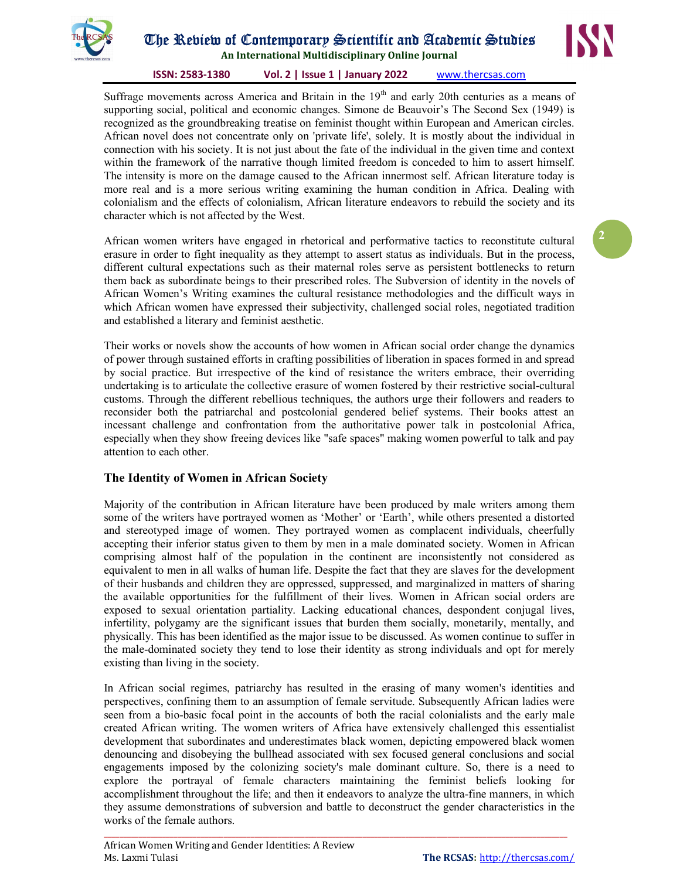Suffrage movements across America and Britain in the 19th and early 20th centuries as a means of supporting social, political and economic changes. Simone de Beauvoir's The Second Sex (1949) is recognized as the groundbreaking treatise on feminist thought within European and American circles. African novel does not concentrate only on 'private life', solely. It is mostly about the individual in connection with his society. It is not just about the fate of the individual in the given time and context within the framework of the narrative though limited freedom is conceded to him to assert himself. The intensity is more on the damage caused to the African innermost self. African literature today is more real and is a more serious writing examining the human condition in Africa. Dealing with colonialism and the effects of colonialism, African literature endeavors to rebuild the society and its character which is not affected by the West.

African women writers have engaged in rhetorical and performative tactics to reconstitute cultural erasure in order to fight inequality as they attempt to assert status as individuals. But in the process, different cultural expectations such as their maternal roles serve as persistent bottlenecks to return them back as subordinate beings to their prescribed roles. The Subversion of identity in the novels of African Women's Writing examines the cultural resistance methodologies and the difficult ways in which African women have expressed their subjectivity, challenged social roles, negotiated tradition and established a literary and feminist aesthetic.

Their works or novels show the accounts of how women in African social order change the dynamics of power through sustained efforts in crafting possibilities of liberation in spaces formed in and spread by social practice. But irrespective of the kind of resistance the writers embrace, their overriding undertaking is to articulate the collective erasure of women fostered by their restrictive social-cultural customs. Through the different rebellious techniques, the authors urge their followers and readers to reconsider both the patriarchal and postcolonial gendered belief systems. Their books attest an incessant challenge and confrontation from the authoritative power talk in postcolonial Africa, especially when they show freeing devices like "safe spaces" making women powerful to talk and pay attention to each other.

## The Identity of Women in African Society

Majority of the contribution in African literature have been produced by male writers among them some of the writers have portrayed women as 'Mother' or 'Earth', while others presented a distorted and stereotyped image of women. They portrayed women as complacent individuals, cheerfully accepting their inferior status given to them by men in a male dominated society. Women in African comprising almost half of the population in the continent are inconsistently not considered as equivalent to men in all walks of human life. Despite the fact that they are slaves for the development of their husbands and children they are oppressed, suppressed, and marginalized in matters of sharing the available opportunities for the fulfillment of their lives. Women in African social orders are exposed to sexual orientation partiality. Lacking educational chances, despondent conjugal lives, infertility, polygamy are the significant issues that burden them socially, monetarily, mentally, and physically. This has been identified as the major issue to be discussed. As women continue to suffer in the male-dominated society they tend to lose their identity as strong individuals and opt for merely existing than living in the society.

In African social regimes, patriarchy has resulted in the erasing of many women's identities and perspectives, confining them to an assumption of female servitude. Subsequently African ladies were seen from a bio-basic focal point in the accounts of both the racial colonialists and the early male created African writing. The women writers of Africa have extensively challenged this essentialist development that subordinates and underestimates black women, depicting empowered black women denouncing and disobeying the bullhead associated with sex focused general conclusions and social engagements imposed by the colonizing society's male dominant culture. So, there is a need to explore the portrayal of female characters maintaining the feminist beliefs looking for accomplishment throughout the life; and then it endeavors to analyze the ultra-fine manners, in which they assume demonstrations of subversion and battle to deconstruct the gender characteristics in the works of the female authors.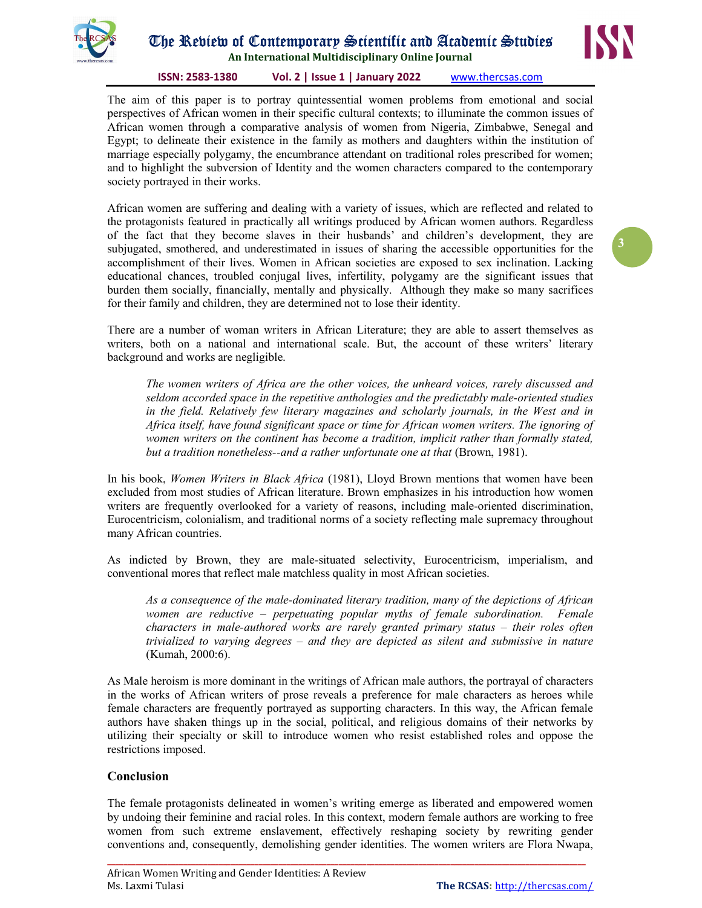The aim of this paper is to portray quintessential women problems from emotional and social perspectives of African women in their specific cultural contexts; to illuminate the common issues of African women through a comparative analysis of women from Nigeria, Zimbabwe, Senegal and Egypt; to delineate their existence in the family as mothers and daughters within the institution of marriage especially polygamy, the encumbrance attendant on traditional roles prescribed for women; and to highlight the subversion of Identity and the women characters compared to the contemporary society portrayed in their works.

African women are suffering and dealing with a variety of issues, which are reflected and related to the protagonists featured in practically all writings produced by African women authors. Regardless of the fact that they become slaves in their husbands' and children's development, they are subjugated, smothered, and underestimated in issues of sharing the accessible opportunities for the accomplishment of their lives. Women in African societies are exposed to sex inclination. Lacking educational chances, troubled conjugal lives, infertility, polygamy are the significant issues that burden them socially, financially, mentally and physically. Although they make so many sacrifices for their family and children, they are determined not to lose their identity.

There are a number of woman writers in African Literature; they are able to assert themselves as writers, both on a national and international scale. But, the account of these writers' literary background and works are negligible.

> *The women writers of Africa are the other voices, the unheard voices, rarely discussed and seldom accorded space in the repetitive anthologies and the predictably male-oriented studies in the field. Relatively few literary magazines and scholarly journals, in the West and in Africa itself, have found significant space or time for African women writers. The ignoring of women writers on the continent has become a tradition, implicit rather than formally stated, but a tradition nonetheless--and a rather unfortunate one at that* (Brown, 1981).

In his book, *Women Writers in Black Africa* (1981), Lloyd Brown mentions that women have been excluded from most studies of African literature. Brown emphasizes in his introduction how women writers are frequently overlooked for a variety of reasons, including male-oriented discrimination, Eurocentricism, colonialism, and traditional norms of a society reflecting male supremacy throughout many African countries.

As indicted by Brown, they are male-situated selectivity, Eurocentricism, imperialism, and conventional mores that reflect male matchless quality in most African societies.

> *As a consequence of the male-dominated literary tradition, many of the depictions of African women are reductive – perpetuating popular myths of female subordination. Female characters in male-authored works are rarely granted primary status – their roles often trivialized to varying degrees – and they are depicted as silent and submissive in nature* (Kumah, 2000:6).

As Male heroism is more dominant in the writings of African male authors, the portrayal of characters in the works of African writers of prose reveals a preference for male characters as heroes while female characters are frequently portrayed as supporting characters. In this way, the African female authors have shaken things up in the social, political, and religious domains of their networks by utilizing their specialty or skill to introduce women who resist established roles and oppose the restrictions imposed.

## Conclusion

The female protagonists delineated in women's writing emerge as liberated and empowered women by undoing their feminine and racial roles. In this context, modern female authors are working to free women from such extreme enslavement, effectively reshaping society by rewriting gender conventions and, consequently, demolishing gender identities. The women writers are Flora Nwapa,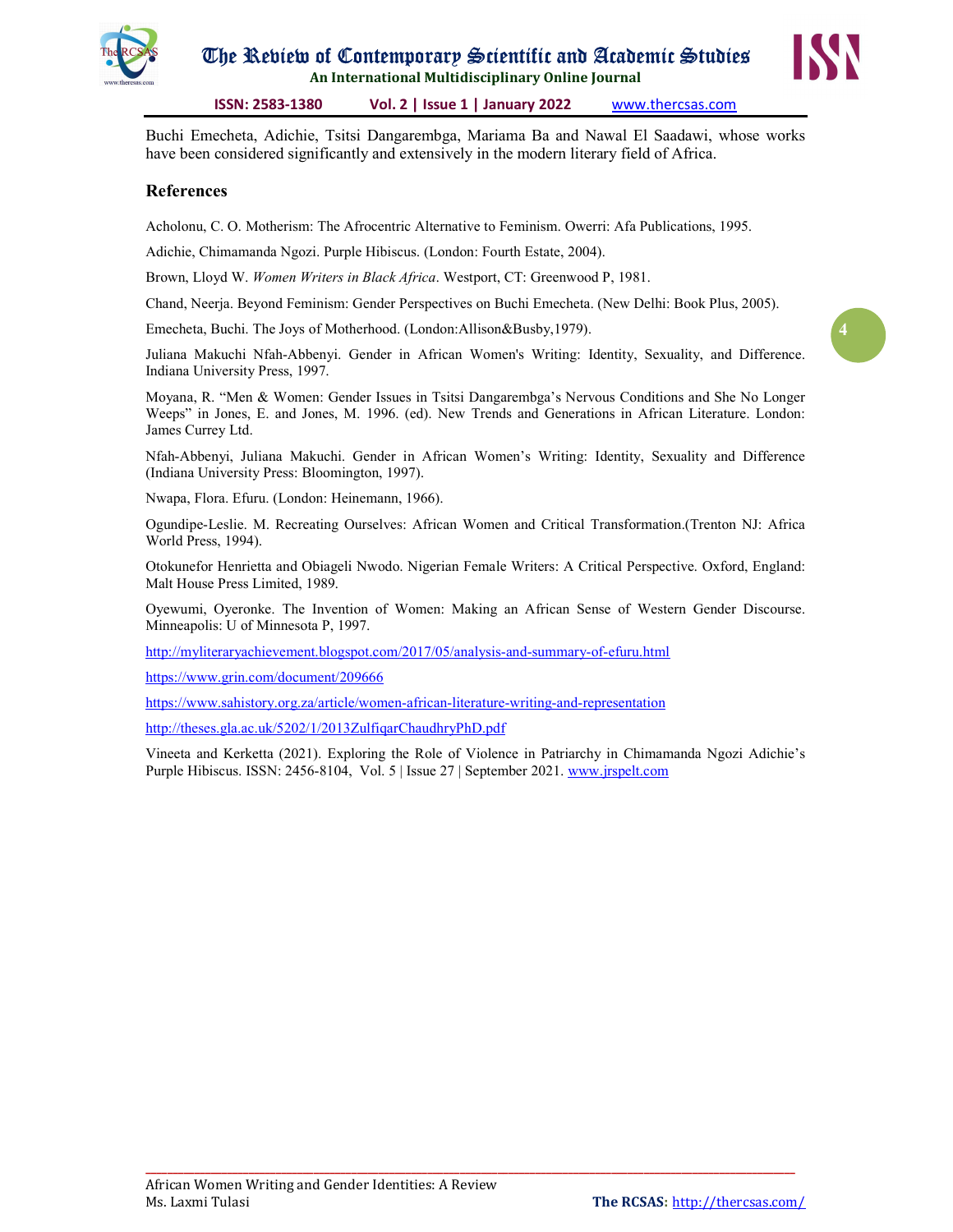Buchi Emecheta, Adichie, Tsitsi Dangarembga, Mariama Ba and Nawal El Saadawi, whose works have been considered significantly and extensively in the modern literary field of Africa.

## References

Acholonu, C. O. Motherism: The Afrocentric Alternative to Feminism. Owerri: Afa Publications, 1995.

Adichie, Chimamanda Ngozi. Purple Hibiscus. (London: Fourth Estate, 2004).

Brown, Lloyd W. *Women Writers in Black Africa*. Westport, CT: Greenwood P, 1981.

Chand, Neerja. Beyond Feminism: Gender Perspectives on Buchi Emecheta. (New Delhi: Book Plus, 2005).

Emecheta, Buchi. The Joys of Motherhood. (London:Allison&Busby,1979).

Juliana Makuchi Nfah-Abbenyi. Gender in African Women's Writing: Identity, Sexuality, and Difference. Indiana University Press, 1997.

Moyana, R. "Men & Women: Gender Issues in Tsitsi Dangarembga's Nervous Conditions and She No Longer Weeps" in Jones, E. and Jones, M. 1996. (ed). New Trends and Generations in African Literature. London: James Currey Ltd.

Nfah-Abbenyi, Juliana Makuchi. Gender in African Women's Writing: Identity, Sexuality and Difference (Indiana University Press: Bloomington, 1997).

Nwapa, Flora. Efuru. (London: Heinemann, 1966).

Ogundipe-Leslie. M. Recreating Ourselves: African Women and Critical Transformation.(Trenton NJ: Africa World Press, 1994).

Otokunefor Henrietta and Obiageli Nwodo. Nigerian Female Writers: A Critical Perspective. Oxford, England: Malt House Press Limited, 1989.

Oyewumi, Oyeronke. The Invention of Women: Making an African Sense of Western Gender Discourse. Minneapolis: U of Minnesota P, 1997.

http://myliteraryachievement.blogspot.com/2017/05/analysis-and-summary-of-efuru.html

https://www.grin.com/document/209666

https://www.sahistory.org.za/article/women-african-literature-writing-and-representation

http://theses.gla.ac.uk/5202/1/2013ZulfiqarChaudhryPhD.pdf

Vineeta and Kerketta (2021). Exploring the Role of Violence in Patriarchy in Chimamanda Ngozi Adichie's Purple Hibiscus. ISSN: 2456-8104, Vol. 5 | Issue 27 | September 2021. www.jrspelt.com